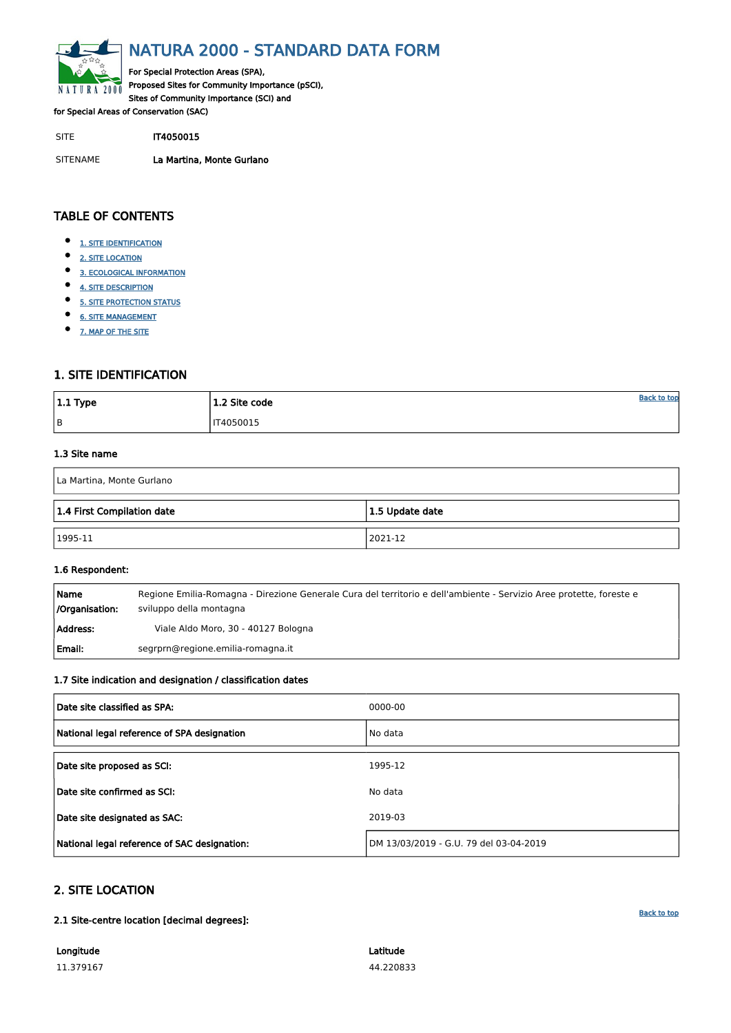// NATURA 2000 - STANDARD DATA FORM

For Special Protection Areas (SPA),
Proposed Sites for Community Importance (pSCI),
Sites of Community Importance (SCI) and
for Special Areas of Conservation (SAC)

SITE IT4050015

SITENAME **La Martina, Monte Gurlano**

## TABLE OF CONTENTS

- 1. SITE IDENTIFICATION
- 2. SITE LOCATION
- 3. ECOLOGICAL INFORMATION
- 4. SITE DESCRIPTION
- 5. SITE PROTECTION STATUS
- 6. SITE MANAGEMENT
- 7. MAP OF THE SITE

## 1. SITE IDENTIFICATION

| 1.1 Type | 1.2 Site code |
|---|---|
| B | IT4050015 |

### 1.3 Site name

La Martina, Monte Gurlano

| 1.4 First Compilation date | 1.5 Update date |
|---|---|
| 1995-11 | 2021-12 |

### 1.6 Respondent:

| | |
|---|---|
| **Name /Organisation:** | Regione Emilia-Romagna - Direzione Generale Cura del territorio e dell'ambiente - Servizio Aree protette, foreste e sviluppo della montagna |
| **Address:** | Viale Aldo Moro, 30 - 40127 Bologna |
| **Email:** | segrprn@regione.emilia-romagna.it |

### 1.7 Site indication and designation / classification dates

| | |
|---|---|
| **Date site classified as SPA:** | 0000-00 |
| **National legal reference of SPA designation** | No data |
| **Date site proposed as SCI:** | 1995-12 |
| **Date site confirmed as SCI:** | No data |
| **Date site designated as SAC:** | 2019-03 |
| **National legal reference of SAC designation:** | DM 13/03/2019 - G.U. 79 del 03-04-2019 |

## 2. SITE LOCATION

### 2.1 Site-centre location [decimal degrees]:

| Longitude | Latitude |
|---|---|
| 11.379167 | 44.220833 |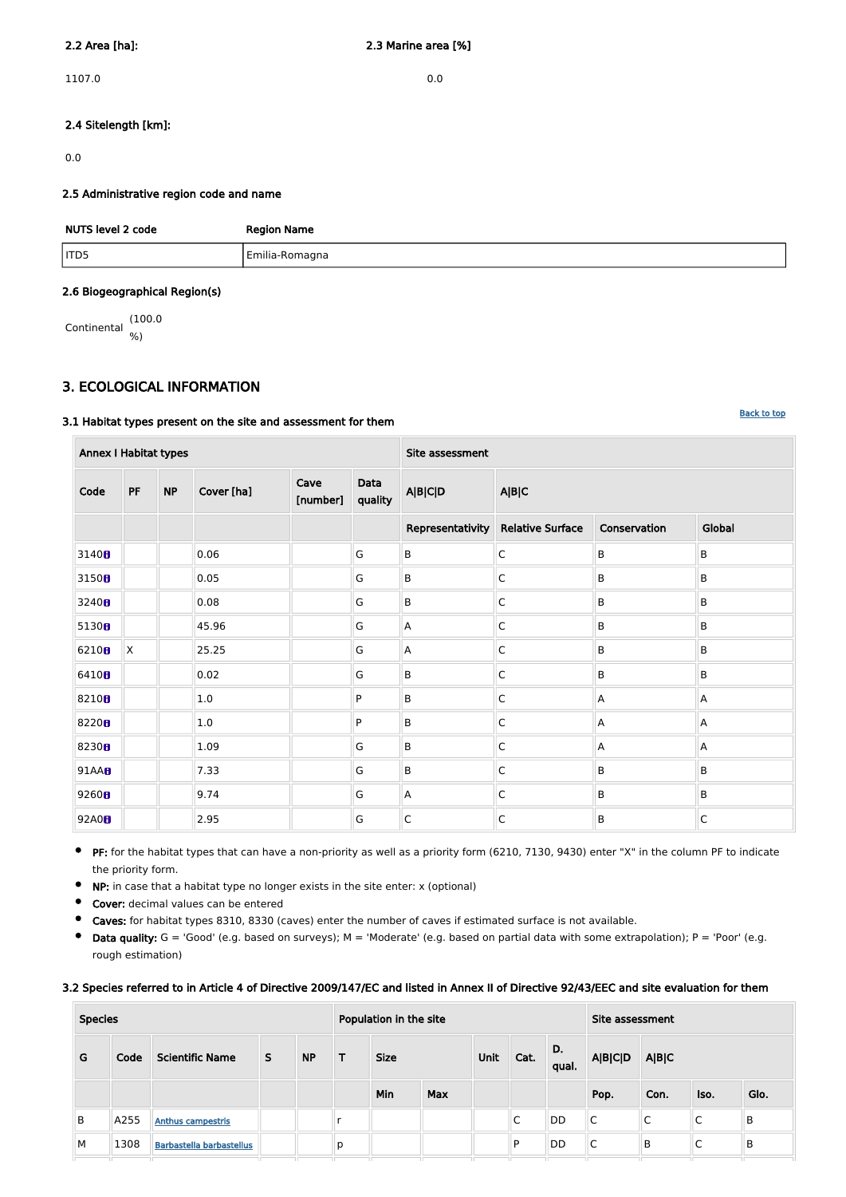**2.2 Area [ha]:**

1107.0

**2.3 Marine area [%]**

0.0

**2.4 Sitelength [km]:**

0.0

**2.5 Administrative region code and name**

| NUTS level 2 code | Region Name |
|---|---|
| ITD5 | Emilia-Romagna |

**2.6 Biogeographical Region(s)**

Continental (100.0 %)

## 3. ECOLOGICAL INFORMATION

Back to top

### 3.1 Habitat types present on the site and assessment for them

| Annex I Habitat types | | | | | | Site assessment | | | |
|---|---|---|---|---|---|---|---|---|---|
| Code | PF | NP | Cover [ha] | Cave [number] | Data quality | A\|B\|C\|D | A\|B\|C | | |
| | | | | | | Representativity | Relative Surface | Conservation | Global |
| 3140 | | | 0.06 | | G | B | C | B | B |
| 3150 | | | 0.05 | | G | B | C | B | B |
| 3240 | | | 0.08 | | G | B | C | B | B |
| 5130 | | | 45.96 | | G | A | C | B | B |
| 6210 | X | | 25.25 | | G | A | C | B | B |
| 6410 | | | 0.02 | | G | B | C | B | B |
| 8210 | | | 1.0 | | P | B | C | A | A |
| 8220 | | | 1.0 | | P | B | C | A | A |
| 8230 | | | 1.09 | | G | B | C | A | A |
| 91AA | | | 7.33 | | G | B | C | B | B |
| 9260 | | | 9.74 | | G | A | C | B | B |
| 92A0 | | | 2.95 | | G | C | C | B | C |

- **PF:** for the habitat types that can have a non-priority as well as a priority form (6210, 7130, 9430) enter "X" in the column PF to indicate the priority form.
- **NP:** in case that a habitat type no longer exists in the site enter: x (optional)
- **Cover:** decimal values can be entered
- **Caves:** for habitat types 8310, 8330 (caves) enter the number of caves if estimated surface is not available.
- **Data quality:** G = 'Good' (e.g. based on surveys); M = 'Moderate' (e.g. based on partial data with some extrapolation); P = 'Poor' (e.g. rough estimation)

### 3.2 Species referred to in Article 4 of Directive 2009/147/EC and listed in Annex II of Directive 92/43/EEC and site evaluation for them

| Species | | | | | Population in the site | | | | | | Site assessment | | | |
|---|---|---|---|---|---|---|---|---|---|---|---|---|---|---|
| G | Code | Scientific Name | S | NP | T | Size | | Unit | Cat. | D. qual. | A\|B\|C\|D | A\|B\|C | | |
| | | | | | | Min | Max | | | | Pop. | Con. | Iso. | Glo. |
| B | A255 | Anthus campestris | | | r | | | | C | DD | C | C | C | B |
| M | 1308 | Barbastella barbastellus | | | p | | | | P | DD | C | B | C | B |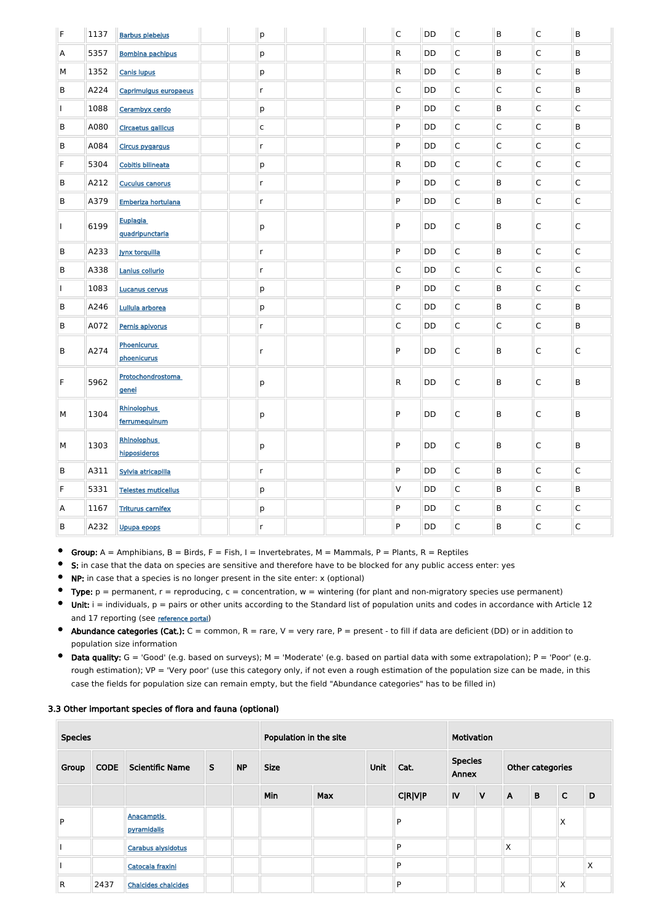| | | | | | | | | | | | | | | |
|---|---|---|---|---|---|---|---|---|---|---|---|---|---|---|
| F | 1137 | Barbus plebejus | | | p | | | | C | DD | C | B | C | B |
| A | 5357 | Bombina pachipus | | | p | | | | R | DD | C | B | C | B |
| M | 1352 | Canis lupus | | | p | | | | R | DD | C | B | C | B |
| B | A224 | Caprimulgus europaeus | | | r | | | | C | DD | C | C | C | B |
| I | 1088 | Cerambyx cerdo | | | p | | | | P | DD | C | B | C | C |
| B | A080 | Circaetus gallicus | | | c | | | | P | DD | C | C | C | B |
| B | A084 | Circus pygargus | | | r | | | | P | DD | C | C | C | C |
| F | 5304 | Cobitis bilineata | | | p | | | | R | DD | C | C | C | C |
| B | A212 | Cuculus canorus | | | r | | | | P | DD | C | B | C | C |
| B | A379 | Emberiza hortulana | | | r | | | | P | DD | C | B | C | C |
| I | 6199 | Euplagia quadripunctaria | | | p | | | | P | DD | C | B | C | C |
| B | A233 | Jynx torquilla | | | r | | | | P | DD | C | B | C | C |
| B | A338 | Lanius collurio | | | r | | | | C | DD | C | C | C | C |
| I | 1083 | Lucanus cervus | | | p | | | | P | DD | C | B | C | C |
| B | A246 | Lullula arborea | | | p | | | | C | DD | C | B | C | B |
| B | A072 | Pernis apivorus | | | r | | | | C | DD | C | C | C | B |
| B | A274 | Phoenicurus phoenicurus | | | r | | | | P | DD | C | B | C | C |
| F | 5962 | Protochondrostoma genei | | | p | | | | R | DD | C | B | C | B |
| M | 1304 | Rhinolophus ferrumequinum | | | p | | | | P | DD | C | B | C | B |
| M | 1303 | Rhinolophus hipposideros | | | p | | | | P | DD | C | B | C | B |
| B | A311 | Sylvia atricapilla | | | r | | | | P | DD | C | B | C | C |
| F | 5331 | Telestes muticellus | | | p | | | | V | DD | C | B | C | B |
| A | 1167 | Triturus carnifex | | | p | | | | P | DD | C | B | C | C |
| B | A232 | Upupa epops | | | r | | | | P | DD | C | B | C | C |

- **Group:** A = Amphibians, B = Birds, F = Fish, I = Invertebrates, M = Mammals, P = Plants, R = Reptiles
- **S:** in case that the data on species are sensitive and therefore have to be blocked for any public access enter: yes
- **NP:** in case that a species is no longer present in the site enter: x (optional)
- **Type:** p = permanent, r = reproducing, c = concentration, w = wintering (for plant and non-migratory species use permanent)
- **Unit:** i = individuals, p = pairs or other units according to the Standard list of population units and codes in accordance with Article 12 and 17 reporting (see reference portal)
- **Abundance categories (Cat.):** C = common, R = rare, V = very rare, P = present - to fill if data are deficient (DD) or in addition to population size information
- **Data quality:** G = 'Good' (e.g. based on surveys); M = 'Moderate' (e.g. based on partial data with some extrapolation); P = 'Poor' (e.g. rough estimation); VP = 'Very poor' (use this category only, if not even a rough estimation of the population size can be made, in this case the fields for population size can remain empty, but the field "Abundance categories" has to be filled in)

### 3.3 Other important species of flora and fauna (optional)

| Species | | | | | Population in the site | | | | Motivation | | | | | |
|---|---|---|---|---|---|---|---|---|---|---|---|---|---|---|
| Group | CODE | Scientific Name | S | NP | Size | | Unit | Cat. | Species Annex | | Other categories | | | |
| | | | | | Min | Max | | C\|R\|V\|P | IV | V | A | B | C | D |
| P | | Anacamptis pyramidalis | | | | | | P | | | | | X | |
| I | | Carabus alysidotus | | | | | | P | | | X | | | |
| I | | Catocala fraxini | | | | | | P | | | | | | X |
| R | 2437 | Chalcides chalcides | | | | | | P | | | | | X | |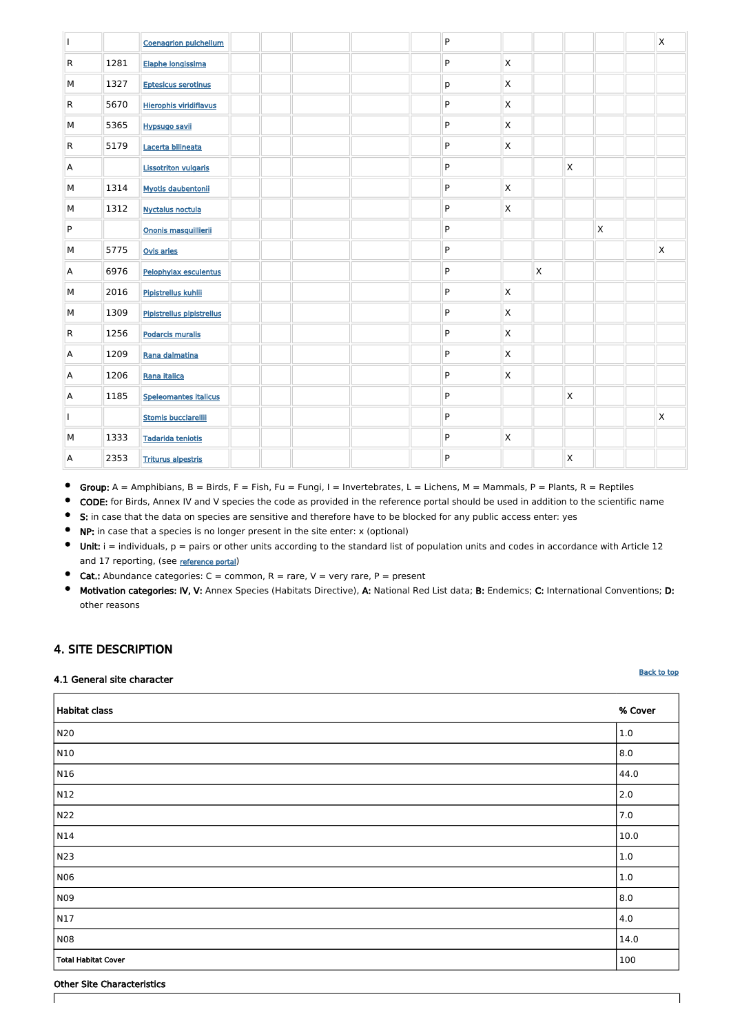| | | | | | | | | | | | | | | |
|---|---|---|---|---|---|---|---|---|---|---|---|---|---|---|
| I | | Coenagrion pulchellum | | | | | | P | | | | | | X |
| R | 1281 | Elaphe longissima | | | | | | P | X | | | | | |
| M | 1327 | Eptesicus serotinus | | | | | | p | X | | | | | |
| R | 5670 | Hierophis viridiflavus | | | | | | P | X | | | | | |
| M | 5365 | Hypsugo savii | | | | | | P | X | | | | | |
| R | 5179 | Lacerta bilineata | | | | | | P | X | | | | | |
| A | | Lissotriton vulgaris | | | | | | P | | | X | | | |
| M | 1314 | Myotis daubentonii | | | | | | P | X | | | | | |
| M | 1312 | Nyctalus noctula | | | | | | P | X | | | | | |
| P | | Ononis masquillierii | | | | | | P | | | | X | | |
| M | 5775 | Ovis aries | | | | | | P | | | | | | X |
| A | 6976 | Pelophylax esculentus | | | | | | P | | X | | | | |
| M | 2016 | Pipistrellus kuhlii | | | | | | P | X | | | | | |
| M | 1309 | Pipistrellus pipistrellus | | | | | | P | X | | | | | |
| R | 1256 | Podarcis muralis | | | | | | P | X | | | | | |
| A | 1209 | Rana dalmatina | | | | | | P | X | | | | | |
| A | 1206 | Rana italica | | | | | | P | X | | | | | |
| A | 1185 | Speleomantes italicus | | | | | | P | | | X | | | |
| I | | Stomis bucciarellii | | | | | | P | | | | | | X |
| M | 1333 | Tadarida teniotis | | | | | | P | X | | | | | |
| A | 2353 | Triturus alpestris | | | | | | P | | | X | | | |

- **Group:** A = Amphibians, B = Birds, F = Fish, Fu = Fungi, I = Invertebrates, L = Lichens, M = Mammals, P = Plants, R = Reptiles
- **CODE:** for Birds, Annex IV and V species the code as provided in the reference portal should be used in addition to the scientific name
- **S:** in case that the data on species are sensitive and therefore have to be blocked for any public access enter: yes
- **NP:** in case that a species is no longer present in the site enter: x (optional)
- **Unit:** i = individuals, p = pairs or other units according to the standard list of population units and codes in accordance with Article 12 and 17 reporting, (see reference portal)
- **Cat.:** Abundance categories: C = common, R = rare, V = very rare, P = present
- **Motivation categories: IV, V:** Annex Species (Habitats Directive), **A:** National Red List data; **B:** Endemics; **C:** International Conventions; **D:** other reasons

## 4. SITE DESCRIPTION

### 4.1 General site character

Back to top

| Habitat class | % Cover |
|---|---|
| N20 | 1.0 |
| N10 | 8.0 |
| N16 | 44.0 |
| N12 | 2.0 |
| N22 | 7.0 |
| N14 | 10.0 |
| N23 | 1.0 |
| N06 | 1.0 |
| N09 | 8.0 |
| N17 | 4.0 |
| N08 | 14.0 |
| Total Habitat Cover | 100 |

**Other Site Characteristics**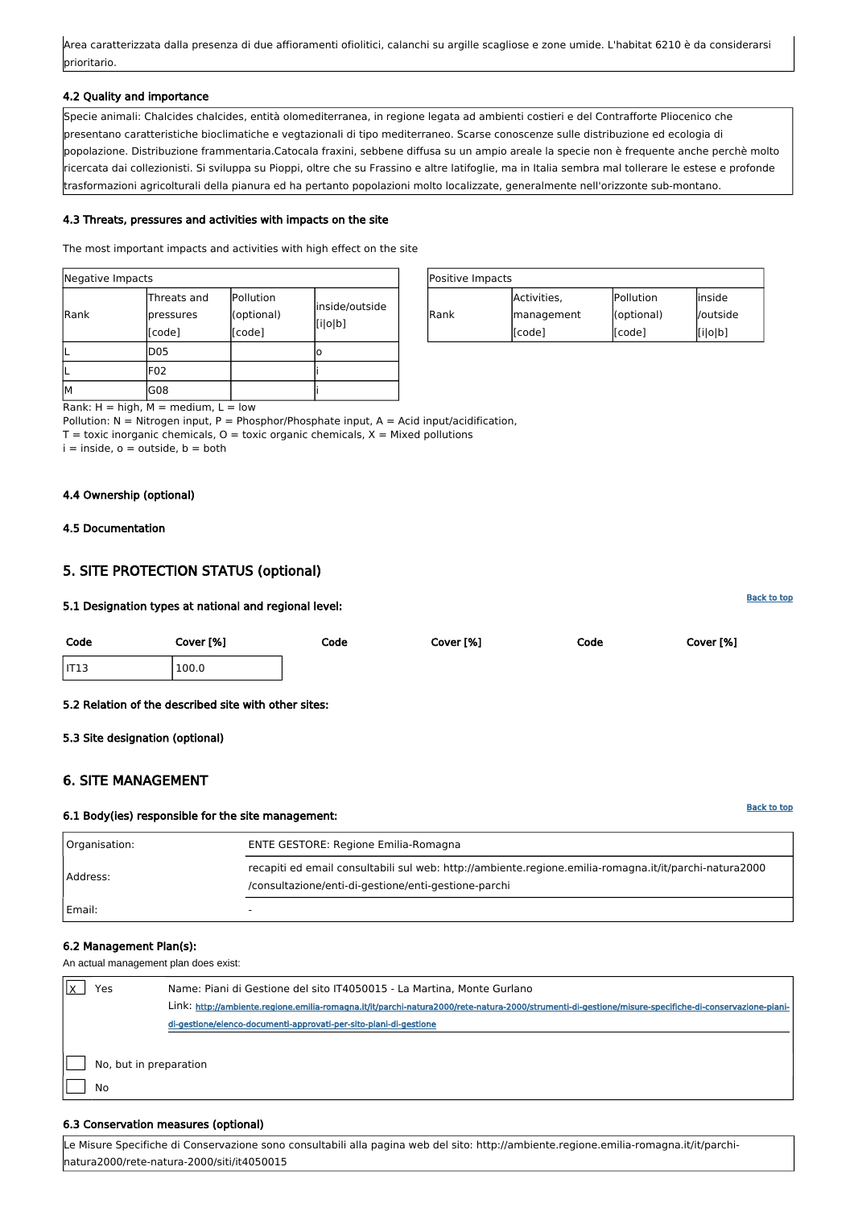Area caratterizzata dalla presenza di due affioramenti ofiolitici, calanchi su argille scagliose e zone umide. L'habitat 6210 è da considerarsi prioritario.

### 4.2 Quality and importance

Specie animali: Chalcides chalcides, entità olomediterranea, in regione legata ad ambienti costieri e del Contrafforte Pliocenico che presentano caratteristiche bioclimatiche e vegtazionali di tipo mediterraneo. Scarse conoscenze sulle distribuzione ed ecologia di popolazione. Distribuzione frammentaria.Catocala fraxini, sebbene diffusa su un ampio areale la specie non è frequente anche perchè molto ricercata dai collezionisti. Si sviluppa su Pioppi, oltre che su Frassino e altre latifoglie, ma in Italia sembra mal tollerare le estese e profonde trasformazioni agricolturali della pianura ed ha pertanto popolazioni molto localizzate, generalmente nell'orizzonte sub-montano.

### 4.3 Threats, pressures and activities with impacts on the site

The most important impacts and activities with high effect on the site

| Negative Impacts | | | |
|---|---|---|---|
| Rank | Threats and pressures [code] | Pollution (optional) [code] | inside/outside [i\|o\|b] |
| L | D05 | | o |
| L | F02 | | i |
| M | G08 | | i |

| Positive Impacts | | | |
|---|---|---|---|
| Rank | Activities, management [code] | Pollution (optional) [code] | inside /outside [i\|o\|b] |

Rank: H = high, M = medium, L = low
Pollution: N = Nitrogen input, P = Phosphor/Phosphate input, A = Acid input/acidification,
T = toxic inorganic chemicals, O = toxic organic chemicals, X = Mixed pollutions
i = inside, o = outside, b = both

### 4.4 Ownership (optional)

### 4.5 Documentation

## 5. SITE PROTECTION STATUS (optional)

Back to top

### 5.1 Designation types at national and regional level:

| Code | Cover [%] | Code | Cover [%] | Code | Cover [%] |
|---|---|---|---|---|---|
| IT13 | 100.0 | | | | |

### 5.2 Relation of the described site with other sites:

### 5.3 Site designation (optional)

## 6. SITE MANAGEMENT

Back to top

### 6.1 Body(ies) responsible for the site management:

| | |
|---|---|
| Organisation: | ENTE GESTORE: Regione Emilia-Romagna |
| Address: | recapiti ed email consultabili sul web: http://ambiente.regione.emilia-romagna.it/it/parchi-natura2000/consultazione/enti-di-gestione/enti-gestione-parchi |
| Email: | - |

### 6.2 Management Plan(s):

An actual management plan does exist:

| | |
|---|---|
| [X] Yes | Name: Piani di Gestione del sito IT4050015 - La Martina, Monte Gurlano<br>Link: http://ambiente.regione.emilia-romagna.it/it/parchi-natura2000/rete-natura-2000/strumenti-di-gestione/misure-specifiche-di-conservazione-piani-di-gestione/elenco-documenti-approvati-per-sito-piani-di-gestione |
| [ ] No, but in preparation | |
| [ ] No | |

### 6.3 Conservation measures (optional)

Le Misure Specifiche di Conservazione sono consultabili alla pagina web del sito: http://ambiente.regione.emilia-romagna.it/it/parchi-natura2000/rete-natura-2000/siti/it4050015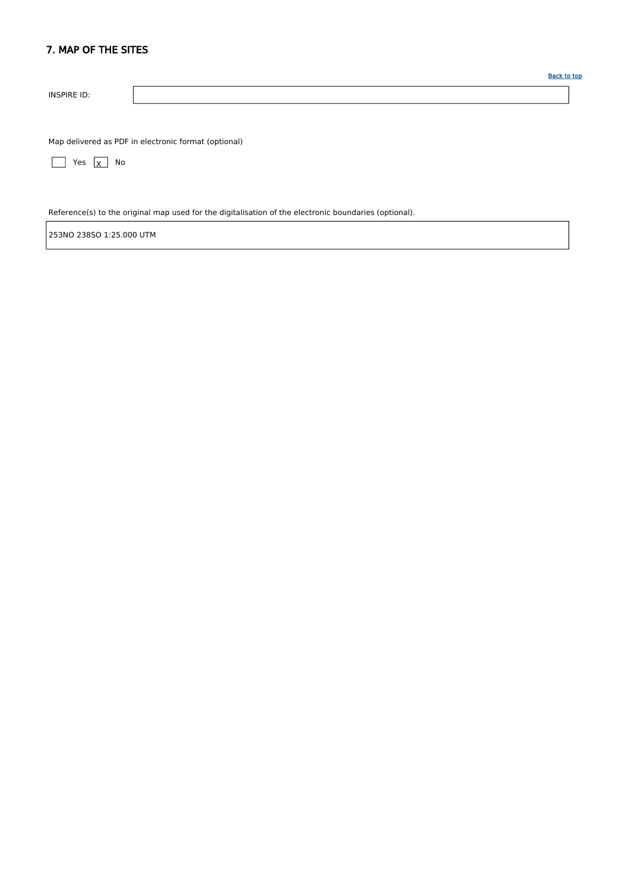## 7. MAP OF THE SITES

Back to top

INSPIRE ID:

Map delivered as PDF in electronic format (optional)

[ ] Yes [X] No

Reference(s) to the original map used for the digitalisation of the electronic boundaries (optional).

253NO 238SO 1:25.000 UTM